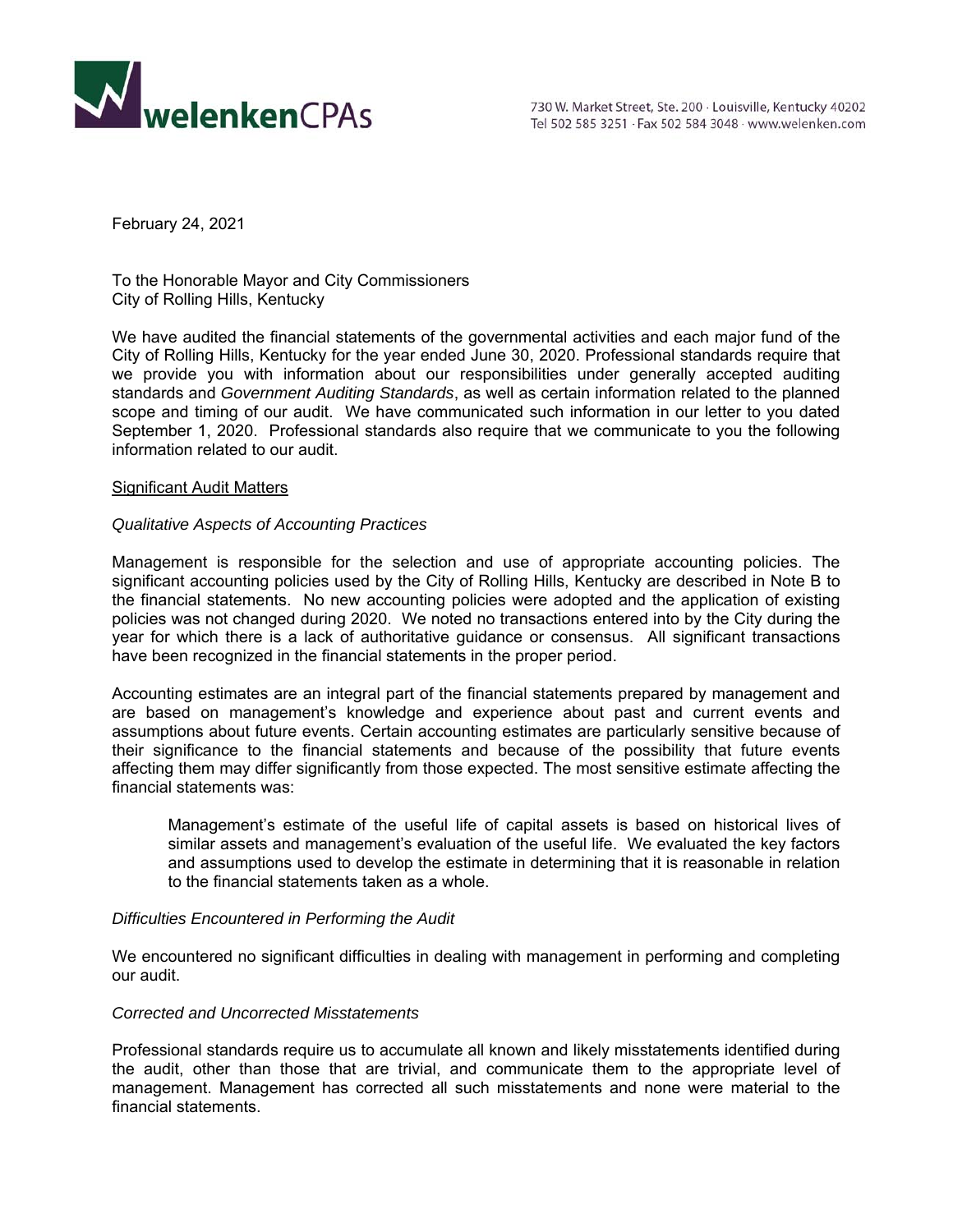welenkenCPAs

730 W. Market Street, Ste. 200 · Louisville, Kentucky 40202
Tel 502 585 3251 · Fax 502 584 3048 · www.welenken.com

February 24, 2021

To the Honorable Mayor and City Commissioners
City of Rolling Hills, Kentucky

We have audited the financial statements of the governmental activities and each major fund of the City of Rolling Hills, Kentucky for the year ended June 30, 2020. Professional standards require that we provide you with information about our responsibilities under generally accepted auditing standards and *Government Auditing Standards*, as well as certain information related to the planned scope and timing of our audit. We have communicated such information in our letter to you dated September 1, 2020. Professional standards also require that we communicate to you the following information related to our audit.

## Significant Audit Matters

### *Qualitative Aspects of Accounting Practices*

Management is responsible for the selection and use of appropriate accounting policies. The significant accounting policies used by the City of Rolling Hills, Kentucky are described in Note B to the financial statements. No new accounting policies were adopted and the application of existing policies was not changed during 2020. We noted no transactions entered into by the City during the year for which there is a lack of authoritative guidance or consensus. All significant transactions have been recognized in the financial statements in the proper period.

Accounting estimates are an integral part of the financial statements prepared by management and are based on management's knowledge and experience about past and current events and assumptions about future events. Certain accounting estimates are particularly sensitive because of their significance to the financial statements and because of the possibility that future events affecting them may differ significantly from those expected. The most sensitive estimate affecting the financial statements was:

> Management's estimate of the useful life of capital assets is based on historical lives of similar assets and management's evaluation of the useful life. We evaluated the key factors and assumptions used to develop the estimate in determining that it is reasonable in relation to the financial statements taken as a whole.

### *Difficulties Encountered in Performing the Audit*

We encountered no significant difficulties in dealing with management in performing and completing our audit.

### *Corrected and Uncorrected Misstatements*

Professional standards require us to accumulate all known and likely misstatements identified during the audit, other than those that are trivial, and communicate them to the appropriate level of management. Management has corrected all such misstatements and none were material to the financial statements.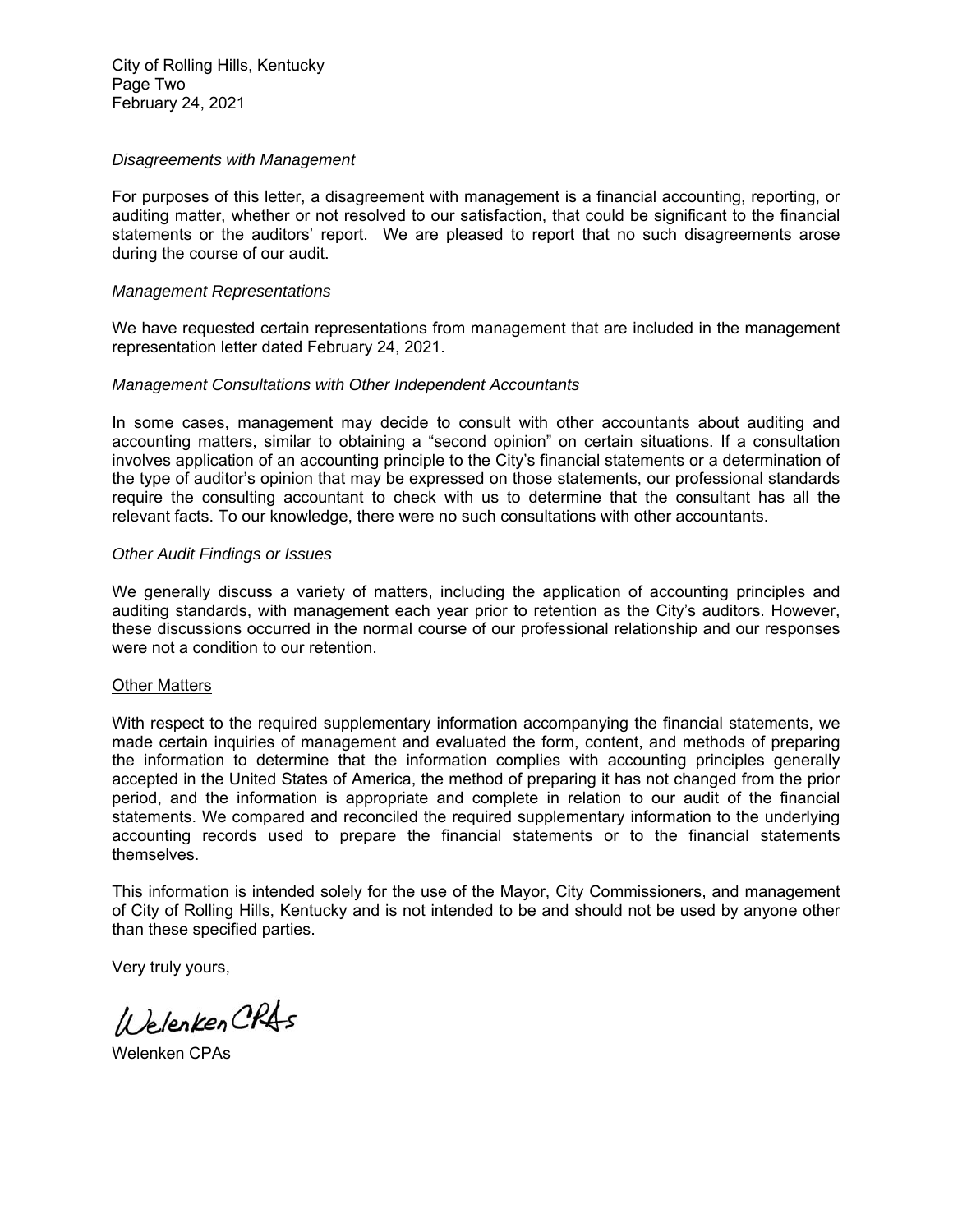City of Rolling Hills, Kentucky
Page Two
February 24, 2021

*Disagreements with Management*

For purposes of this letter, a disagreement with management is a financial accounting, reporting, or auditing matter, whether or not resolved to our satisfaction, that could be significant to the financial statements or the auditors' report. We are pleased to report that no such disagreements arose during the course of our audit.

*Management Representations*

We have requested certain representations from management that are included in the management representation letter dated February 24, 2021.

*Management Consultations with Other Independent Accountants*

In some cases, management may decide to consult with other accountants about auditing and accounting matters, similar to obtaining a "second opinion" on certain situations. If a consultation involves application of an accounting principle to the City's financial statements or a determination of the type of auditor's opinion that may be expressed on those statements, our professional standards require the consulting accountant to check with us to determine that the consultant has all the relevant facts. To our knowledge, there were no such consultations with other accountants.

*Other Audit Findings or Issues*

We generally discuss a variety of matters, including the application of accounting principles and auditing standards, with management each year prior to retention as the City's auditors. However, these discussions occurred in the normal course of our professional relationship and our responses were not a condition to our retention.

Other Matters

With respect to the required supplementary information accompanying the financial statements, we made certain inquiries of management and evaluated the form, content, and methods of preparing the information to determine that the information complies with accounting principles generally accepted in the United States of America, the method of preparing it has not changed from the prior period, and the information is appropriate and complete in relation to our audit of the financial statements. We compared and reconciled the required supplementary information to the underlying accounting records used to prepare the financial statements or to the financial statements themselves.

This information is intended solely for the use of the Mayor, City Commissioners, and management of City of Rolling Hills, Kentucky and is not intended to be and should not be used by anyone other than these specified parties.

Very truly yours,

Welenken CPAs

Welenken CPAs